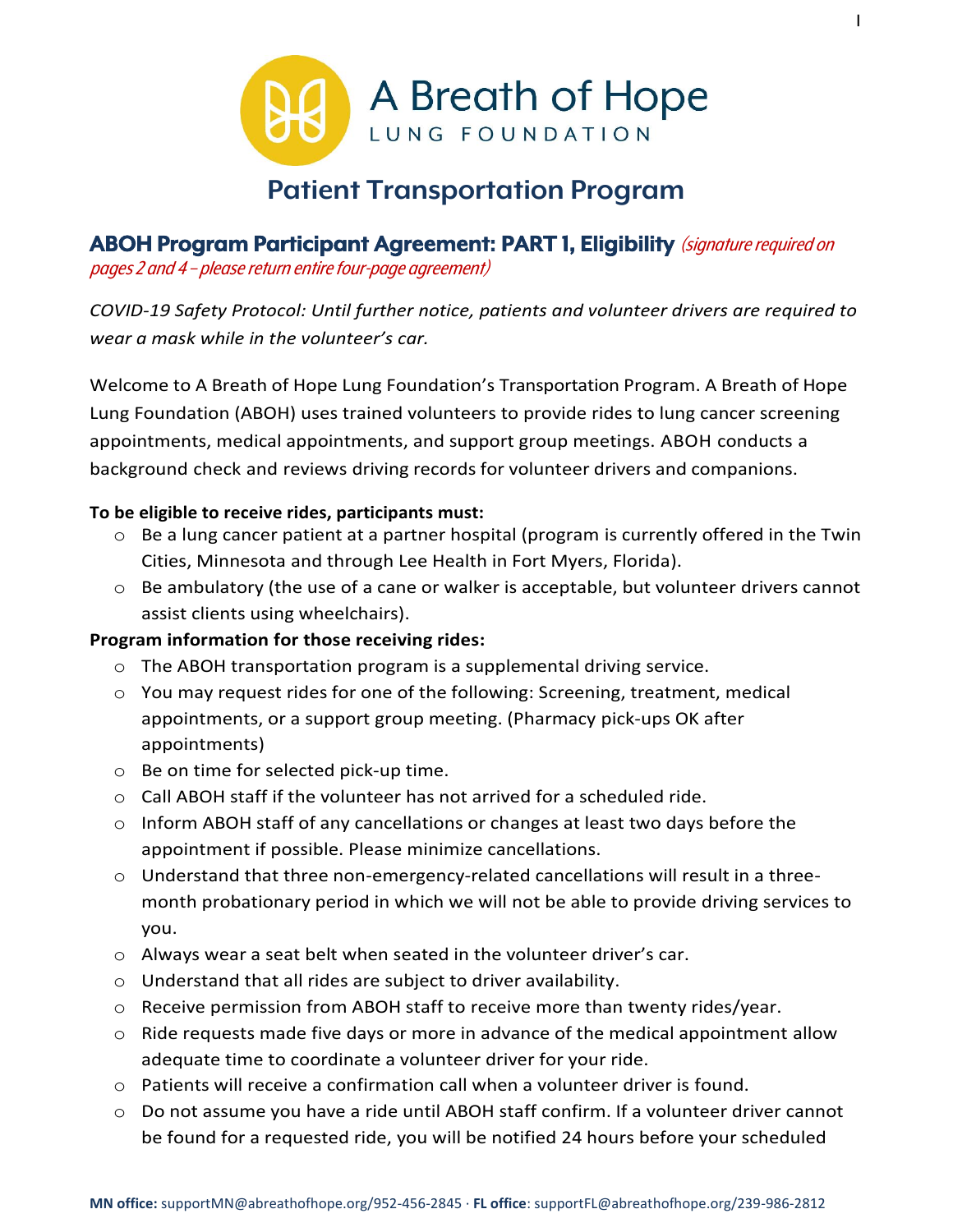A Breath of Hope
LUNG FOUNDATION

# Patient Transportation Program

## ABOH Program Participant Agreement: PART 1, Eligibility *(signature required on pages 2 and 4 – please return entire four-page agreement)*

*COVID-19 Safety Protocol: Until further notice, patients and volunteer drivers are required to wear a mask while in the volunteer's car.*

Welcome to A Breath of Hope Lung Foundation's Transportation Program. A Breath of Hope Lung Foundation (ABOH) uses trained volunteers to provide rides to lung cancer screening appointments, medical appointments, and support group meetings. ABOH conducts a background check and reviews driving records for volunteer drivers and companions.

**To be eligible to receive rides, participants must:**

- Be a lung cancer patient at a partner hospital (program is currently offered in the Twin Cities, Minnesota and through Lee Health in Fort Myers, Florida).
- Be ambulatory (the use of a cane or walker is acceptable, but volunteer drivers cannot assist clients using wheelchairs).

**Program information for those receiving rides:**

- The ABOH transportation program is a supplemental driving service.
- You may request rides for one of the following: Screening, treatment, medical appointments, or a support group meeting. (Pharmacy pick-ups OK after appointments)
- Be on time for selected pick-up time.
- Call ABOH staff if the volunteer has not arrived for a scheduled ride.
- Inform ABOH staff of any cancellations or changes at least two days before the appointment if possible. Please minimize cancellations.
- Understand that three non-emergency-related cancellations will result in a three-month probationary period in which we will not be able to provide driving services to you.
- Always wear a seat belt when seated in the volunteer driver's car.
- Understand that all rides are subject to driver availability.
- Receive permission from ABOH staff to receive more than twenty rides/year.
- Ride requests made five days or more in advance of the medical appointment allow adequate time to coordinate a volunteer driver for your ride.
- Patients will receive a confirmation call when a volunteer driver is found.
- Do not assume you have a ride until ABOH staff confirm. If a volunteer driver cannot be found for a requested ride, you will be notified 24 hours before your scheduled

**MN office:** supportMN@abreathofhope.org/952-456-2845 · **FL office**: supportFL@abreathofhope.org/239-986-2812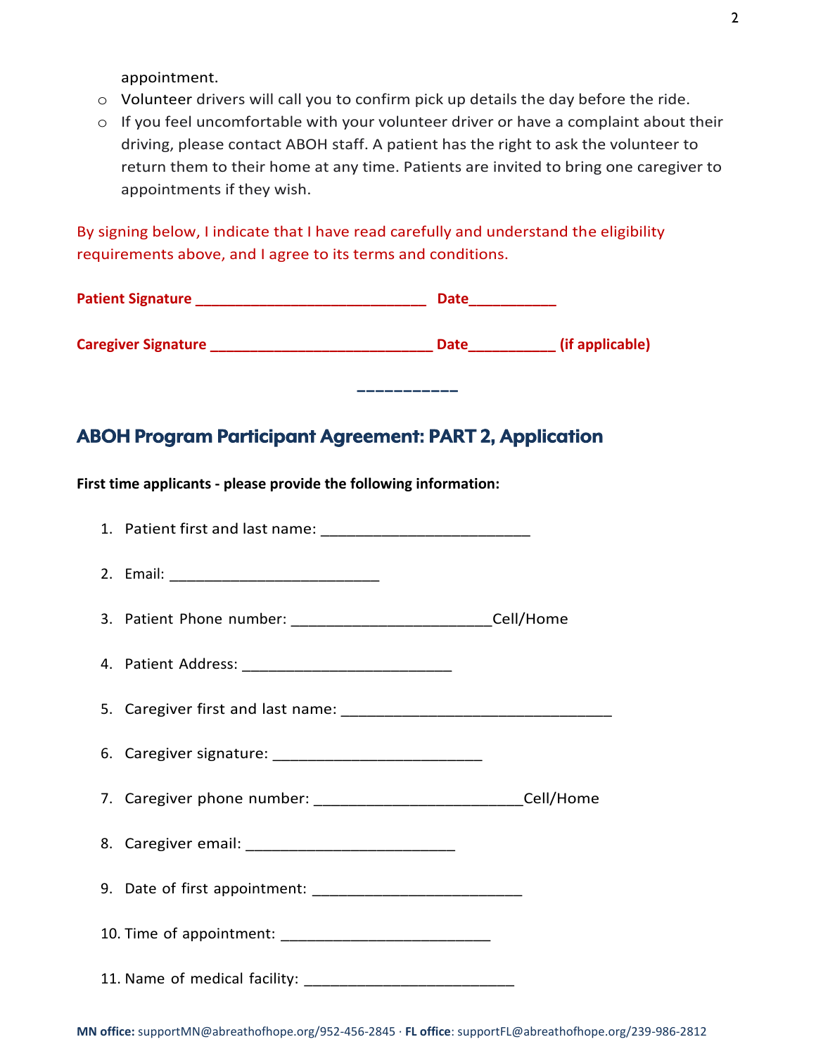appointment.

- Volunteer drivers will call you to confirm pick up details the day before the ride.
- If you feel uncomfortable with your volunteer driver or have a complaint about their driving, please contact ABOH staff. A patient has the right to ask the volunteer to return them to their home at any time. Patients are invited to bring one caregiver to appointments if they wish.

By signing below, I indicate that I have read carefully and understand the eligibility requirements above, and I agree to its terms and conditions.

**Patient Signature _____________________________ Date___________**

**Caregiver Signature ____________________________ Date___________ (if applicable)**

___________

## ABOH Program Participant Agreement: PART 2, Application

**First time applicants - please provide the following information:**

1. Patient first and last name: __________________________
2. Email: __________________________
3. Patient Phone number: _________________________Cell/Home
4. Patient Address: __________________________
5. Caregiver first and last name: _________________________________
6. Caregiver signature: __________________________
7. Caregiver phone number: __________________________Cell/Home
8. Caregiver email: __________________________
9. Date of first appointment: __________________________
10. Time of appointment: __________________________
11. Name of medical facility: __________________________

**MN office:** supportMN@abreathofhope.org/952-456-2845 · **FL office**: supportFL@abreathofhope.org/239-986-2812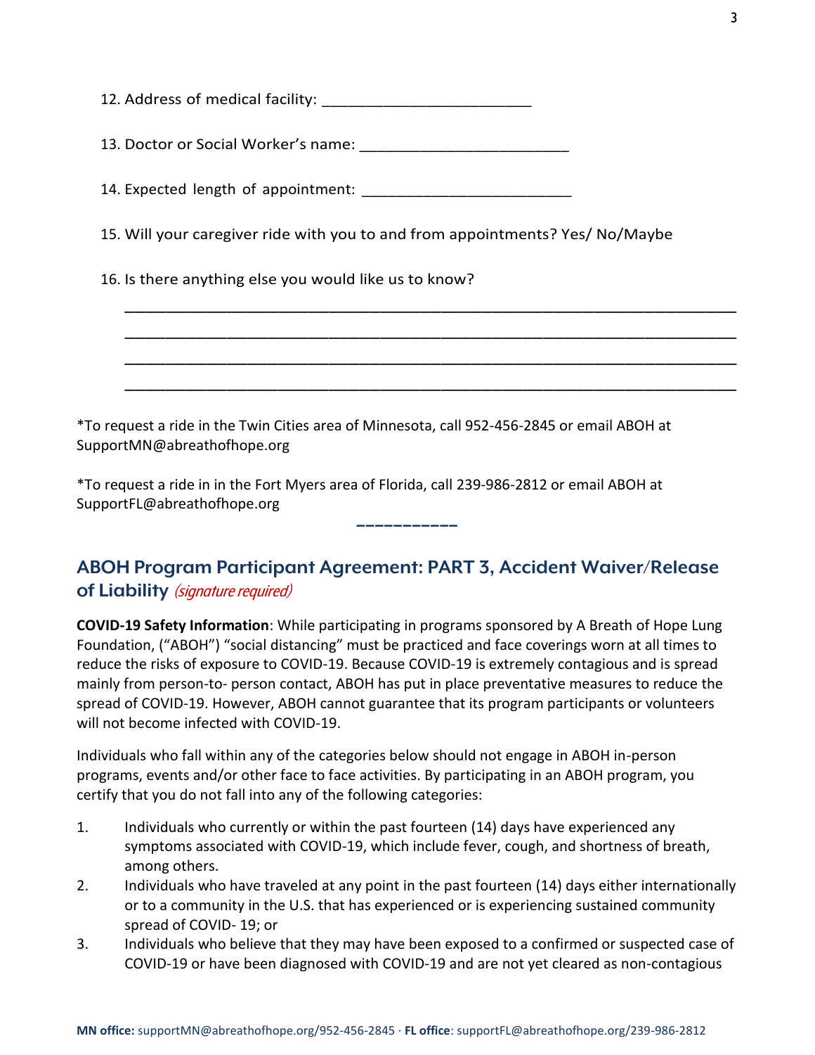12. Address of medical facility: ________________________

13. Doctor or Social Worker's name: ________________________

14. Expected length of appointment: ________________________

15. Will your caregiver ride with you to and from appointments? Yes/ No/Maybe

16. Is there anything else you would like us to know?

_______________________________________________________________________

_______________________________________________________________________

_______________________________________________________________________

_______________________________________________________________________

*To request a ride in the Twin Cities area of Minnesota, call 952-456-2845 or email ABOH at SupportMN@abreathofhope.org

*To request a ride in in the Fort Myers area of Florida, call 239-986-2812 or email ABOH at SupportFL@abreathofhope.org

-----------

## ABOH Program Participant Agreement: PART 3, Accident Waiver/Release of Liability *(signature required)*

**COVID-19 Safety Information**: While participating in programs sponsored by A Breath of Hope Lung Foundation, ("ABOH") "social distancing" must be practiced and face coverings worn at all times to reduce the risks of exposure to COVID-19. Because COVID-19 is extremely contagious and is spread mainly from person-to- person contact, ABOH has put in place preventative measures to reduce the spread of COVID-19. However, ABOH cannot guarantee that its program participants or volunteers will not become infected with COVID-19.

Individuals who fall within any of the categories below should not engage in ABOH in-person programs, events and/or other face to face activities. By participating in an ABOH program, you certify that you do not fall into any of the following categories:

1. Individuals who currently or within the past fourteen (14) days have experienced any symptoms associated with COVID-19, which include fever, cough, and shortness of breath, among others.
2. Individuals who have traveled at any point in the past fourteen (14) days either internationally or to a community in the U.S. that has experienced or is experiencing sustained community spread of COVID- 19; or
3. Individuals who believe that they may have been exposed to a confirmed or suspected case of COVID-19 or have been diagnosed with COVID-19 and are not yet cleared as non-contagious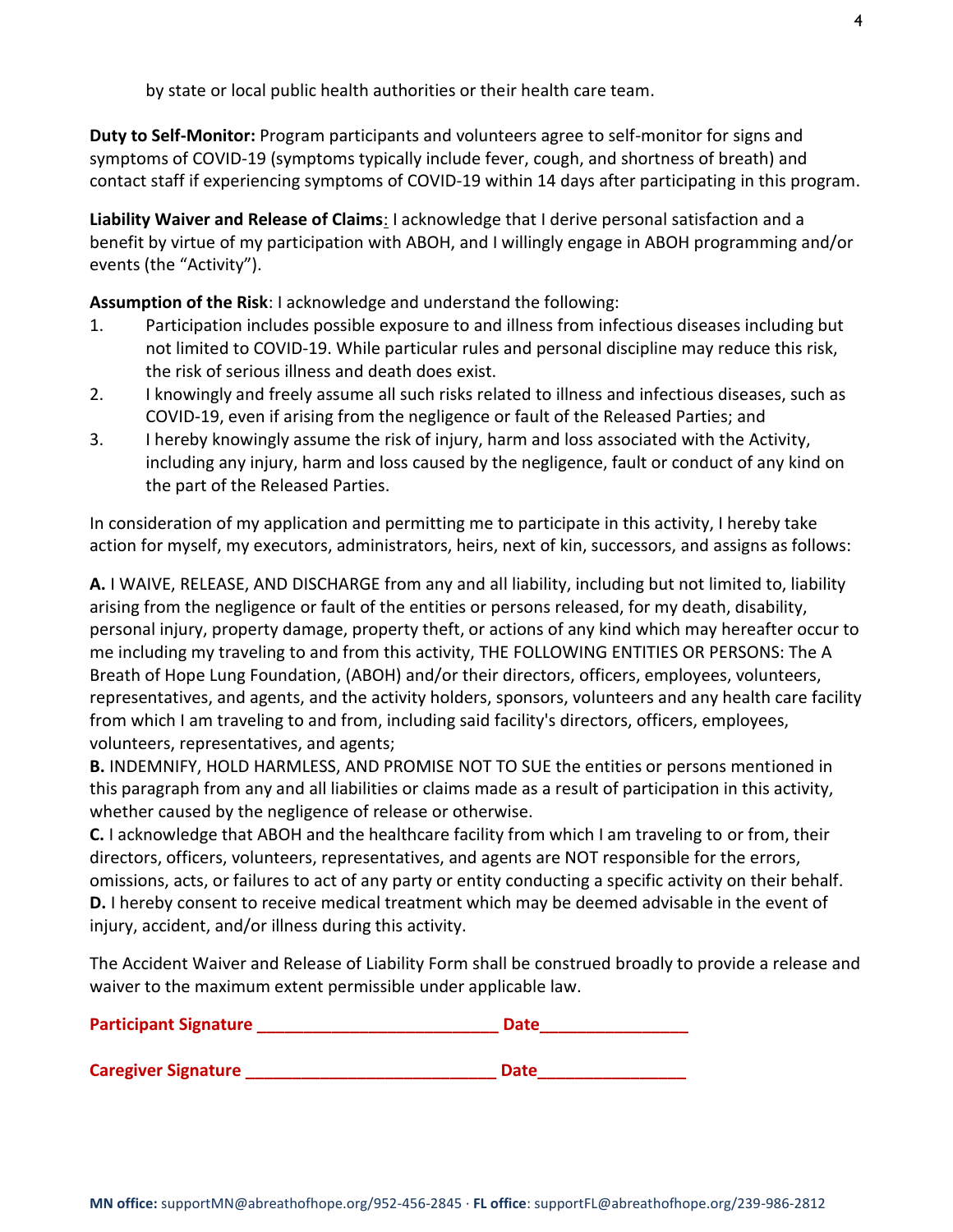by state or local public health authorities or their health care team.

**Duty to Self-Monitor:** Program participants and volunteers agree to self-monitor for signs and symptoms of COVID-19 (symptoms typically include fever, cough, and shortness of breath) and contact staff if experiencing symptoms of COVID-19 within 14 days after participating in this program.

**Liability Waiver and Release of Claims**: I acknowledge that I derive personal satisfaction and a benefit by virtue of my participation with ABOH, and I willingly engage in ABOH programming and/or events (the "Activity").

**Assumption of the Risk**: I acknowledge and understand the following:

1. Participation includes possible exposure to and illness from infectious diseases including but not limited to COVID-19. While particular rules and personal discipline may reduce this risk, the risk of serious illness and death does exist.
2. I knowingly and freely assume all such risks related to illness and infectious diseases, such as COVID-19, even if arising from the negligence or fault of the Released Parties; and
3. I hereby knowingly assume the risk of injury, harm and loss associated with the Activity, including any injury, harm and loss caused by the negligence, fault or conduct of any kind on the part of the Released Parties.

In consideration of my application and permitting me to participate in this activity, I hereby take action for myself, my executors, administrators, heirs, next of kin, successors, and assigns as follows:

**A.** I WAIVE, RELEASE, AND DISCHARGE from any and all liability, including but not limited to, liability arising from the negligence or fault of the entities or persons released, for my death, disability, personal injury, property damage, property theft, or actions of any kind which may hereafter occur to me including my traveling to and from this activity, THE FOLLOWING ENTITIES OR PERSONS: The A Breath of Hope Lung Foundation, (ABOH) and/or their directors, officers, employees, volunteers, representatives, and agents, and the activity holders, sponsors, volunteers and any health care facility from which I am traveling to and from, including said facility's directors, officers, employees, volunteers, representatives, and agents;
**B.** INDEMNIFY, HOLD HARMLESS, AND PROMISE NOT TO SUE the entities or persons mentioned in this paragraph from any and all liabilities or claims made as a result of participation in this activity, whether caused by the negligence of release or otherwise.
**C.** I acknowledge that ABOH and the healthcare facility from which I am traveling to or from, their directors, officers, volunteers, representatives, and agents are NOT responsible for the errors, omissions, acts, or failures to act of any party or entity conducting a specific activity on their behalf.
**D.** I hereby consent to receive medical treatment which may be deemed advisable in the event of injury, accident, and/or illness during this activity.

The Accident Waiver and Release of Liability Form shall be construed broadly to provide a release and waiver to the maximum extent permissible under applicable law.

**Participant Signature ___________________________ Date________________**

**Caregiver Signature ____________________________ Date________________**

**MN office:** supportMN@abreathofhope.org/952-456-2845 · **FL office**: supportFL@abreathofhope.org/239-986-2812